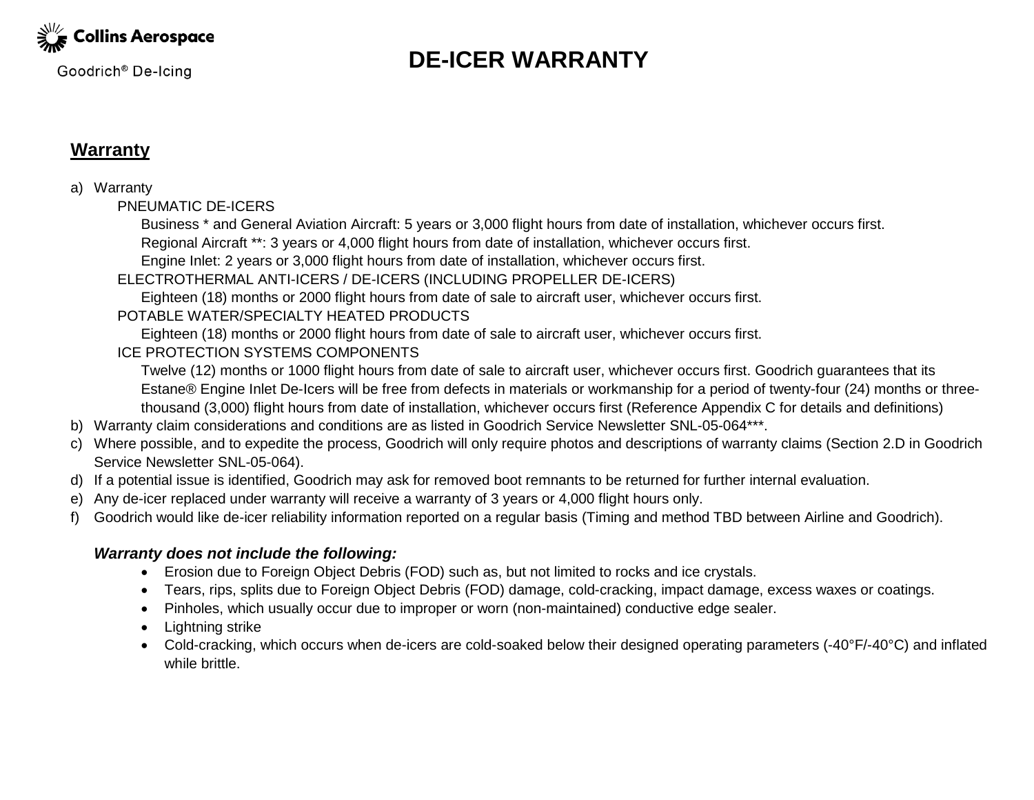Collins Aerospace

Goodrich® De-Icing

# DE-ICER WARRANTY

## Warranty

a) Warranty
   - PNEUMATIC DE-ICERS
     - Business * and General Aviation Aircraft: 5 years or 3,000 flight hours from date of installation, whichever occurs first.
     - Regional Aircraft **: 3 years or 4,000 flight hours from date of installation, whichever occurs first.
     - Engine Inlet: 2 years or 3,000 flight hours from date of installation, whichever occurs first.
   - ELECTROTHERMAL ANTI-ICERS / DE-ICERS (INCLUDING PROPELLER DE-ICERS)
     - Eighteen (18) months or 2000 flight hours from date of sale to aircraft user, whichever occurs first.
   - POTABLE WATER/SPECIALTY HEATED PRODUCTS
     - Eighteen (18) months or 2000 flight hours from date of sale to aircraft user, whichever occurs first.
   - ICE PROTECTION SYSTEMS COMPONENTS
     - Twelve (12) months or 1000 flight hours from date of sale to aircraft user, whichever occurs first. Goodrich guarantees that its Estane® Engine Inlet De-Icers will be free from defects in materials or workmanship for a period of twenty-four (24) months or three-thousand (3,000) flight hours from date of installation, whichever occurs first (Reference Appendix C for details and definitions)

b) Warranty claim considerations and conditions are as listed in Goodrich Service Newsletter SNL-05-064***.

c) Where possible, and to expedite the process, Goodrich will only require photos and descriptions of warranty claims (Section 2.D in Goodrich Service Newsletter SNL-05-064).

d) If a potential issue is identified, Goodrich may ask for removed boot remnants to be returned for further internal evaluation.

e) Any de-icer replaced under warranty will receive a warranty of 3 years or 4,000 flight hours only.

f) Goodrich would like de-icer reliability information reported on a regular basis (Timing and method TBD between Airline and Goodrich).

***Warranty does not include the following:***

- Erosion due to Foreign Object Debris (FOD) such as, but not limited to rocks and ice crystals.
- Tears, rips, splits due to Foreign Object Debris (FOD) damage, cold-cracking, impact damage, excess waxes or coatings.
- Pinholes, which usually occur due to improper or worn (non-maintained) conductive edge sealer.
- Lightning strike
- Cold-cracking, which occurs when de-icers are cold-soaked below their designed operating parameters (-40°F/-40°C) and inflated while brittle.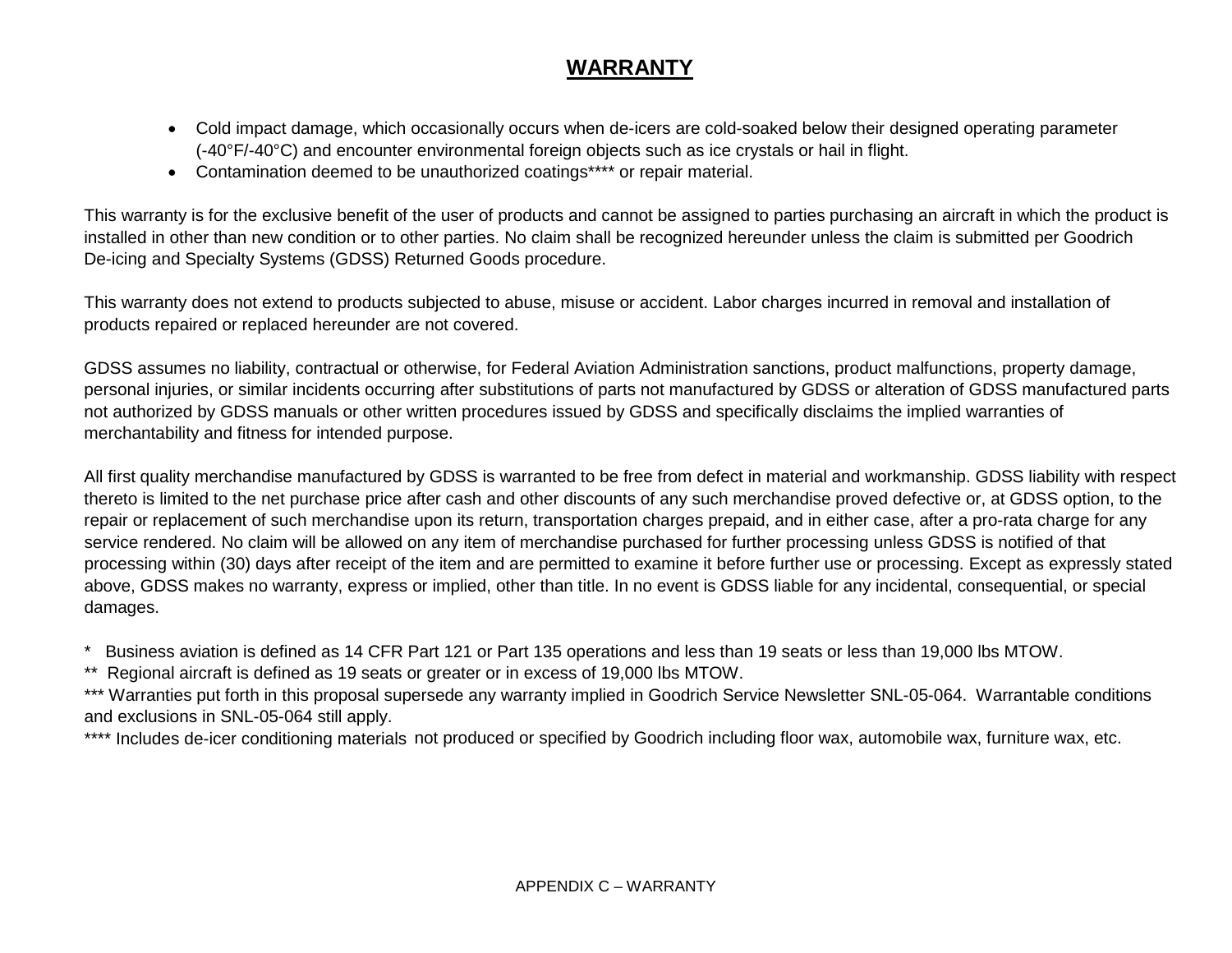## WARRANTY

- Cold impact damage, which occasionally occurs when de-icers are cold-soaked below their designed operating parameter (-40°F/-40°C) and encounter environmental foreign objects such as ice crystals or hail in flight.
- Contamination deemed to be unauthorized coatings**** or repair material.

This warranty is for the exclusive benefit of the user of products and cannot be assigned to parties purchasing an aircraft in which the product is installed in other than new condition or to other parties. No claim shall be recognized hereunder unless the claim is submitted per Goodrich De-icing and Specialty Systems (GDSS) Returned Goods procedure.

This warranty does not extend to products subjected to abuse, misuse or accident. Labor charges incurred in removal and installation of products repaired or replaced hereunder are not covered.

GDSS assumes no liability, contractual or otherwise, for Federal Aviation Administration sanctions, product malfunctions, property damage, personal injuries, or similar incidents occurring after substitutions of parts not manufactured by GDSS or alteration of GDSS manufactured parts not authorized by GDSS manuals or other written procedures issued by GDSS and specifically disclaims the implied warranties of merchantability and fitness for intended purpose.

All first quality merchandise manufactured by GDSS is warranted to be free from defect in material and workmanship. GDSS liability with respect thereto is limited to the net purchase price after cash and other discounts of any such merchandise proved defective or, at GDSS option, to the repair or replacement of such merchandise upon its return, transportation charges prepaid, and in either case, after a pro-rata charge for any service rendered. No claim will be allowed on any item of merchandise purchased for further processing unless GDSS is notified of that processing within (30) days after receipt of the item and are permitted to examine it before further use or processing. Except as expressly stated above, GDSS makes no warranty, express or implied, other than title. In no event is GDSS liable for any incidental, consequential, or special damages.

\* Business aviation is defined as 14 CFR Part 121 or Part 135 operations and less than 19 seats or less than 19,000 lbs MTOW.

** Regional aircraft is defined as 19 seats or greater or in excess of 19,000 lbs MTOW.

*** Warranties put forth in this proposal supersede any warranty implied in Goodrich Service Newsletter SNL-05-064. Warrantable conditions and exclusions in SNL-05-064 still apply.

**** Includes de-icer conditioning materials not produced or specified by Goodrich including floor wax, automobile wax, furniture wax, etc.

APPENDIX C – WARRANTY